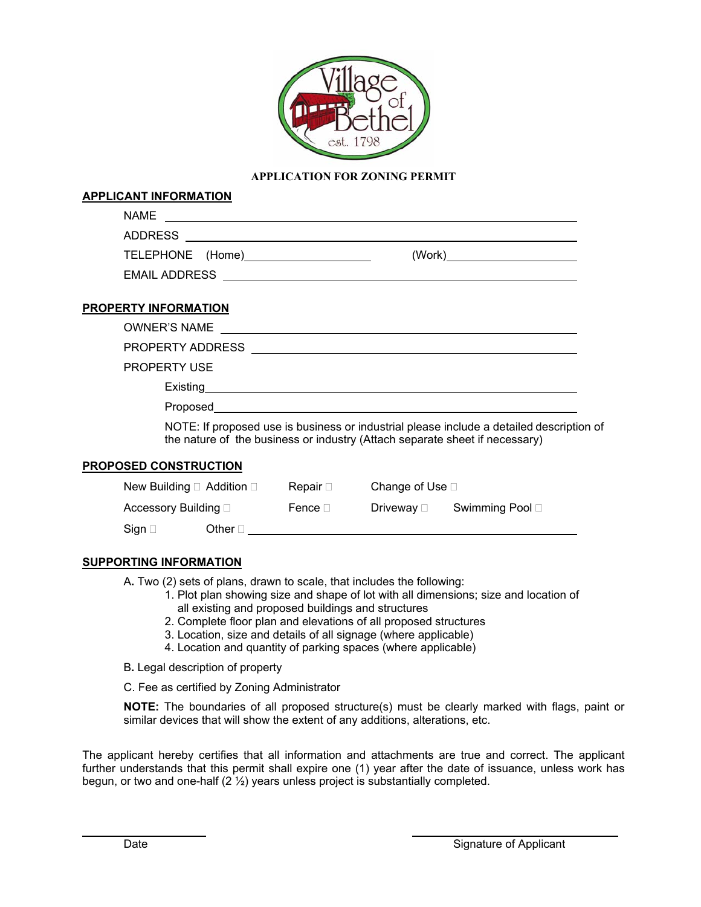Village of Bethel
est. 1798

**APPLICATION FOR ZONING PERMIT**

**APPLICANT INFORMATION**

NAME \_\_\_\_\_\_\_\_\_\_\_\_\_\_\_\_\_\_\_\_\_\_\_\_\_\_\_\_\_\_\_\_\_\_\_\_\_\_\_\_\_\_\_\_\_\_\_\_

ADDRESS \_\_\_\_\_\_\_\_\_\_\_\_\_\_\_\_\_\_\_\_\_\_\_\_\_\_\_\_\_\_\_\_\_\_\_\_\_\_\_\_\_\_\_\_\_\_

TELEPHONE (Home)\_\_\_\_\_\_\_\_\_\_\_\_\_\_\_\_\_\_ (Work)\_\_\_\_\_\_\_\_\_\_\_\_\_\_\_\_\_\_

EMAIL ADDRESS \_\_\_\_\_\_\_\_\_\_\_\_\_\_\_\_\_\_\_\_\_\_\_\_\_\_\_\_\_\_\_\_\_\_\_\_\_\_\_\_\_\_

**PROPERTY INFORMATION**

OWNER'S NAME \_\_\_\_\_\_\_\_\_\_\_\_\_\_\_\_\_\_\_\_\_\_\_\_\_\_\_\_\_\_\_\_\_\_\_\_\_\_\_\_\_\_\_

PROPERTY ADDRESS \_\_\_\_\_\_\_\_\_\_\_\_\_\_\_\_\_\_\_\_\_\_\_\_\_\_\_\_\_\_\_\_\_\_\_\_\_\_\_\_

PROPERTY USE

Existing\_\_\_\_\_\_\_\_\_\_\_\_\_\_\_\_\_\_\_\_\_\_\_\_\_\_\_\_\_\_\_\_\_\_\_\_\_\_\_\_\_\_\_\_\_\_\_\_\_\_

Proposed\_\_\_\_\_\_\_\_\_\_\_\_\_\_\_\_\_\_\_\_\_\_\_\_\_\_\_\_\_\_\_\_\_\_\_\_\_\_\_\_\_\_\_\_\_\_\_\_\_

NOTE: If proposed use is business or industrial please include a detailed description of the nature of the business or industry (Attach separate sheet if necessary)

**PROPOSED CONSTRUCTION**

New Building ☐ Addition ☐ Repair ☐ Change of Use ☐

Accessory Building ☐ Fence ☐ Driveway ☐ Swimming Pool ☐

Sign ☐ Other ☐ \_\_\_\_\_\_\_\_\_\_\_\_\_\_\_\_\_\_\_\_\_\_\_\_\_\_\_\_\_\_\_\_\_\_\_\_\_\_\_\_\_

**SUPPORTING INFORMATION**

A. Two (2) sets of plans, drawn to scale, that includes the following:
1. Plot plan showing size and shape of lot with all dimensions; size and location of all existing and proposed buildings and structures
2. Complete floor plan and elevations of all proposed structures
3. Location, size and details of all signage (where applicable)
4. Location and quantity of parking spaces (where applicable)

B. Legal description of property

C. Fee as certified by Zoning Administrator

**NOTE:** The boundaries of all proposed structure(s) must be clearly marked with flags, paint or similar devices that will show the extent of any additions, alterations, etc.

The applicant hereby certifies that all information and attachments are true and correct. The applicant further understands that this permit shall expire one (1) year after the date of issuance, unless work has begun, or two and one-half (2 ½) years unless project is substantially completed.

\_\_\_\_\_\_\_\_\_\_\_\_\_\_\_\_\_\_ \_\_\_\_\_\_\_\_\_\_\_\_\_\_\_\_\_\_\_\_\_\_\_\_

Date Signature of Applicant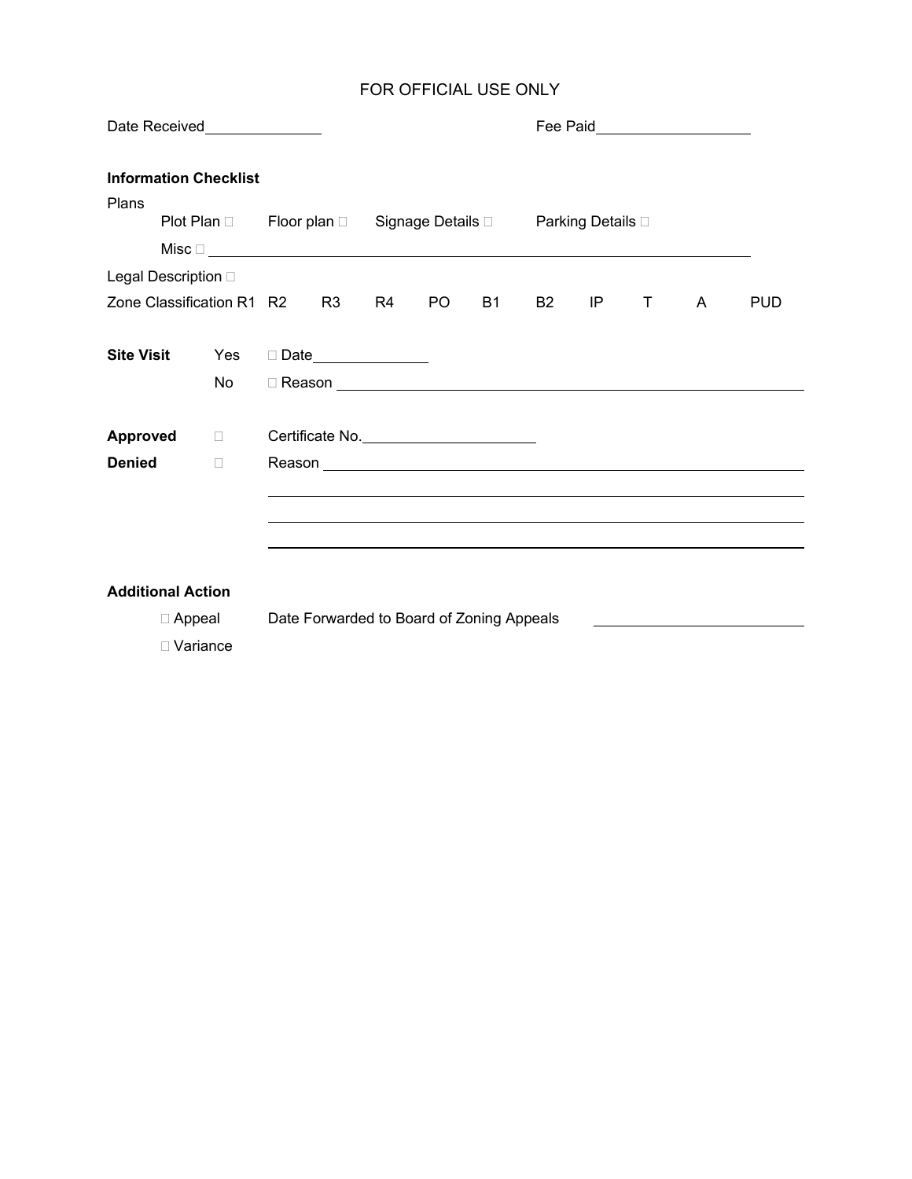FOR OFFICIAL USE ONLY

Date Received\_\_\_\_\_\_\_\_\_\_\_\_\_\_ Fee Paid\_\_\_\_\_\_\_\_\_\_\_\_\_\_\_\_\_\_

**Information Checklist**

Plans

Plot Plan ☐ Floor plan ☐ Signage Details ☐ Parking Details ☐

Misc ☐ \_\_\_\_\_\_\_\_\_\_\_\_\_\_\_\_\_\_\_\_\_\_\_\_\_\_\_\_\_\_\_\_\_\_\_\_\_\_\_\_\_\_\_\_\_\_\_\_\_\_\_\_\_\_\_\_\_\_

Legal Description ☐

Zone Classification R1 R2 R3 R4 PO B1 B2 IP T A PUD

**Site Visit** Yes ☐ Date\_\_\_\_\_\_\_\_\_\_\_\_\_\_

No ☐ Reason \_\_\_\_\_\_\_\_\_\_\_\_\_\_\_\_\_\_\_\_\_\_\_\_\_\_\_\_\_\_\_\_\_\_\_\_\_\_\_\_\_\_\_\_\_\_\_\_\_\_\_\_\_\_

**Approved** ☐ Certificate No.\_\_\_\_\_\_\_\_\_\_\_\_\_\_\_\_\_\_\_\_

**Denied** ☐ Reason \_\_\_\_\_\_\_\_\_\_\_\_\_\_\_\_\_\_\_\_\_\_\_\_\_\_\_\_\_\_\_\_\_\_\_\_\_\_\_\_\_\_\_\_\_\_\_\_\_\_\_\_\_\_

\_\_\_\_\_\_\_\_\_\_\_\_\_\_\_\_\_\_\_\_\_\_\_\_\_\_\_\_\_\_\_\_\_\_\_\_\_\_\_\_\_\_\_\_\_\_\_\_\_\_\_\_\_\_\_\_\_\_\_\_\_\_

\_\_\_\_\_\_\_\_\_\_\_\_\_\_\_\_\_\_\_\_\_\_\_\_\_\_\_\_\_\_\_\_\_\_\_\_\_\_\_\_\_\_\_\_\_\_\_\_\_\_\_\_\_\_\_\_\_\_\_\_\_\_

\_\_\_\_\_\_\_\_\_\_\_\_\_\_\_\_\_\_\_\_\_\_\_\_\_\_\_\_\_\_\_\_\_\_\_\_\_\_\_\_\_\_\_\_\_\_\_\_\_\_\_\_\_\_\_\_\_\_\_\_\_\_

**Additional Action**

☐ Appeal Date Forwarded to Board of Zoning Appeals \_\_\_\_\_\_\_\_\_\_\_\_\_\_\_\_\_\_\_\_\_\_\_\_

☐ Variance